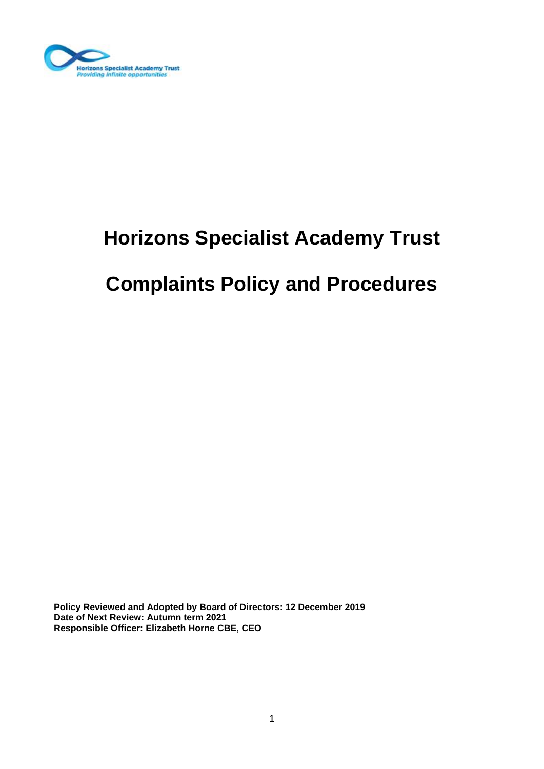# Horizons Specialist Academy Trust

# Complaints Policy and Procedures

**Policy Reviewed and Adopted by Board of Directors: 12 December 2019**
**Date of Next Review: Autumn term 2021**
**Responsible Officer: Elizabeth Horne CBE, CEO**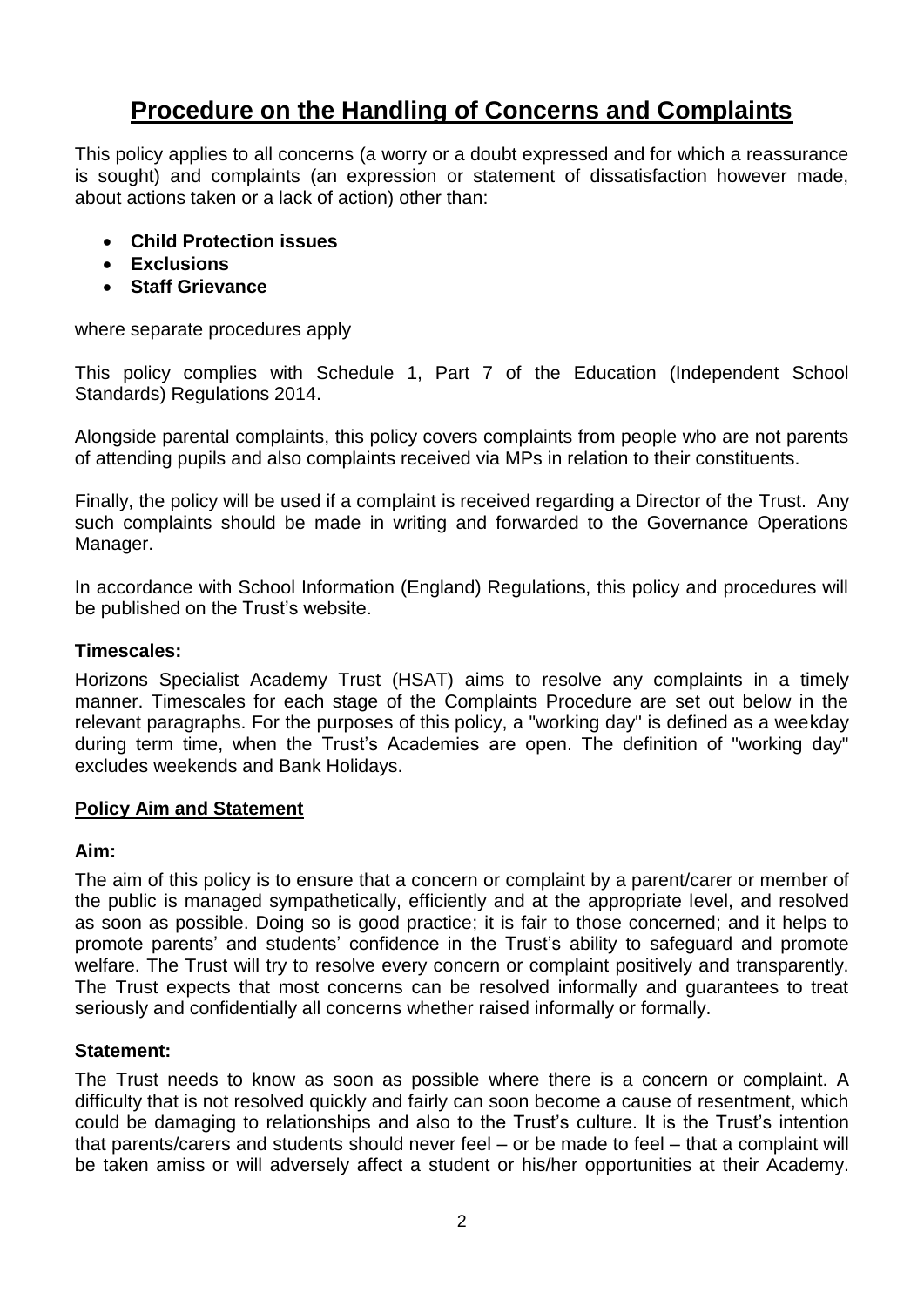# Procedure on the Handling of Concerns and Complaints

This policy applies to all concerns (a worry or a doubt expressed and for which a reassurance is sought) and complaints (an expression or statement of dissatisfaction however made, about actions taken or a lack of action) other than:

- **Child Protection issues**
- **Exclusions**
- **Staff Grievance**

where separate procedures apply

This policy complies with Schedule 1, Part 7 of the Education (Independent School Standards) Regulations 2014.

Alongside parental complaints, this policy covers complaints from people who are not parents of attending pupils and also complaints received via MPs in relation to their constituents.

Finally, the policy will be used if a complaint is received regarding a Director of the Trust. Any such complaints should be made in writing and forwarded to the Governance Operations Manager.

In accordance with School Information (England) Regulations, this policy and procedures will be published on the Trust's website.

### Timescales:

Horizons Specialist Academy Trust (HSAT) aims to resolve any complaints in a timely manner. Timescales for each stage of the Complaints Procedure are set out below in the relevant paragraphs. For the purposes of this policy, a "working day" is defined as a weekday during term time, when the Trust's Academies are open. The definition of "working day" excludes weekends and Bank Holidays.

## Policy Aim and Statement

### Aim:

The aim of this policy is to ensure that a concern or complaint by a parent/carer or member of the public is managed sympathetically, efficiently and at the appropriate level, and resolved as soon as possible. Doing so is good practice; it is fair to those concerned; and it helps to promote parents' and students' confidence in the Trust's ability to safeguard and promote welfare. The Trust will try to resolve every concern or complaint positively and transparently. The Trust expects that most concerns can be resolved informally and guarantees to treat seriously and confidentially all concerns whether raised informally or formally.

### Statement:

The Trust needs to know as soon as possible where there is a concern or complaint. A difficulty that is not resolved quickly and fairly can soon become a cause of resentment, which could be damaging to relationships and also to the Trust's culture. It is the Trust's intention that parents/carers and students should never feel – or be made to feel – that a complaint will be taken amiss or will adversely affect a student or his/her opportunities at their Academy.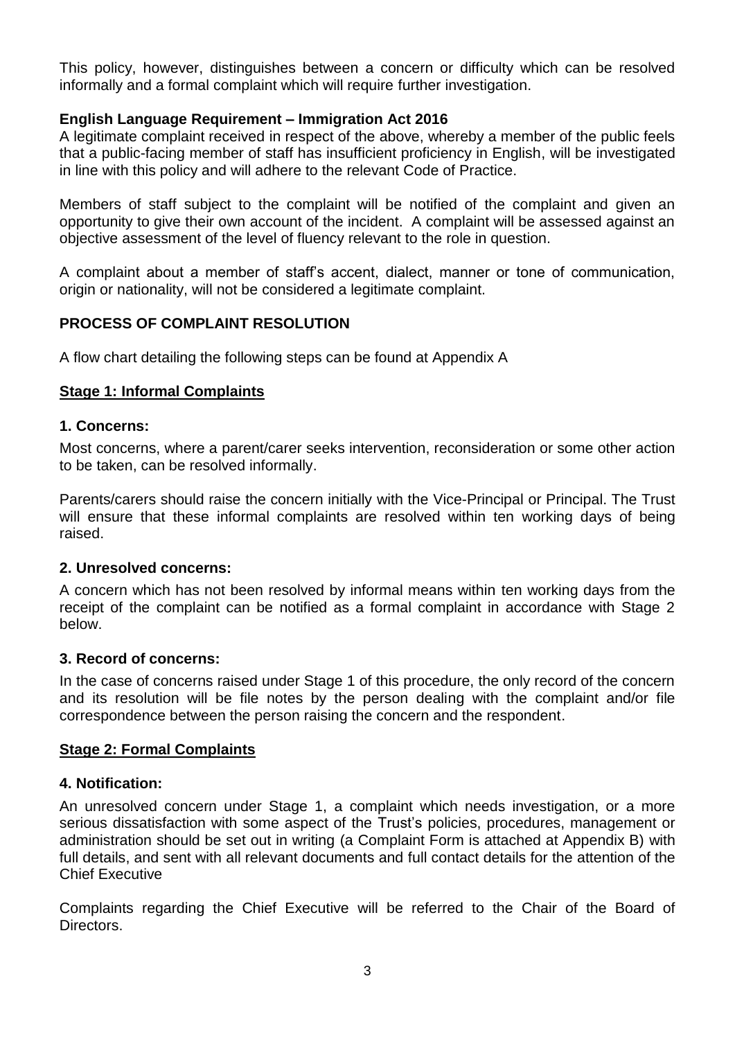This policy, however, distinguishes between a concern or difficulty which can be resolved informally and a formal complaint which will require further investigation.

**English Language Requirement – Immigration Act 2016**

A legitimate complaint received in respect of the above, whereby a member of the public feels that a public-facing member of staff has insufficient proficiency in English, will be investigated in line with this policy and will adhere to the relevant Code of Practice.

Members of staff subject to the complaint will be notified of the complaint and given an opportunity to give their own account of the incident. A complaint will be assessed against an objective assessment of the level of fluency relevant to the role in question.

A complaint about a member of staff's accent, dialect, manner or tone of communication, origin or nationality, will not be considered a legitimate complaint.

## PROCESS OF COMPLAINT RESOLUTION

A flow chart detailing the following steps can be found at Appendix A

### Stage 1: Informal Complaints

**1. Concerns:**

Most concerns, where a parent/carer seeks intervention, reconsideration or some other action to be taken, can be resolved informally.

Parents/carers should raise the concern initially with the Vice-Principal or Principal. The Trust will ensure that these informal complaints are resolved within ten working days of being raised.

**2. Unresolved concerns:**

A concern which has not been resolved by informal means within ten working days from the receipt of the complaint can be notified as a formal complaint in accordance with Stage 2 below.

**3. Record of concerns:**

In the case of concerns raised under Stage 1 of this procedure, the only record of the concern and its resolution will be file notes by the person dealing with the complaint and/or file correspondence between the person raising the concern and the respondent.

### Stage 2: Formal Complaints

**4. Notification:**

An unresolved concern under Stage 1, a complaint which needs investigation, or a more serious dissatisfaction with some aspect of the Trust's policies, procedures, management or administration should be set out in writing (a Complaint Form is attached at Appendix B) with full details, and sent with all relevant documents and full contact details for the attention of the Chief Executive

Complaints regarding the Chief Executive will be referred to the Chair of the Board of Directors.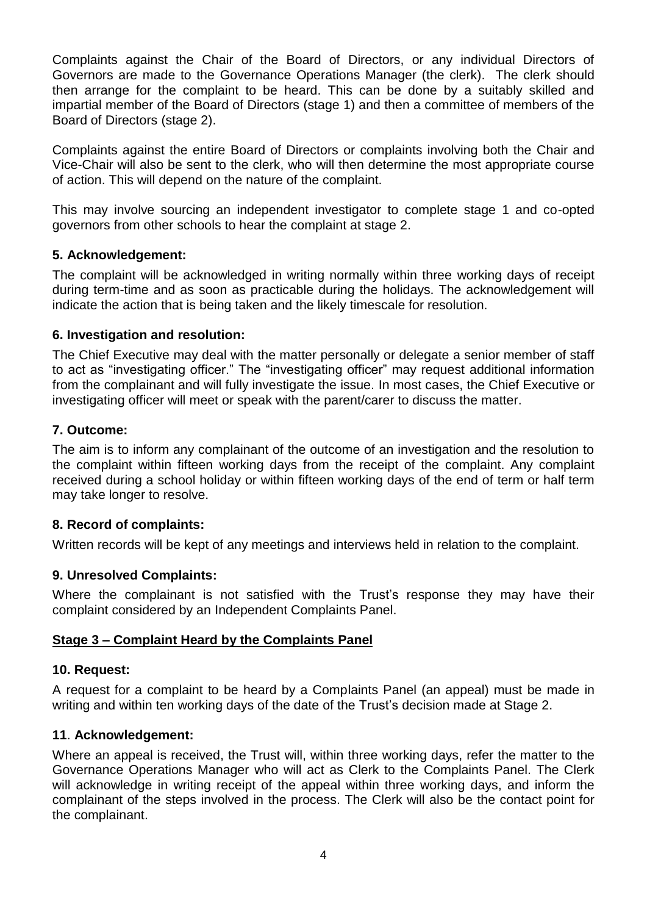Complaints against the Chair of the Board of Directors, or any individual Directors of Governors are made to the Governance Operations Manager (the clerk). The clerk should then arrange for the complaint to be heard. This can be done by a suitably skilled and impartial member of the Board of Directors (stage 1) and then a committee of members of the Board of Directors (stage 2).

Complaints against the entire Board of Directors or complaints involving both the Chair and Vice-Chair will also be sent to the clerk, who will then determine the most appropriate course of action. This will depend on the nature of the complaint.

This may involve sourcing an independent investigator to complete stage 1 and co-opted governors from other schools to hear the complaint at stage 2.

### 5. Acknowledgement:

The complaint will be acknowledged in writing normally within three working days of receipt during term-time and as soon as practicable during the holidays. The acknowledgement will indicate the action that is being taken and the likely timescale for resolution.

### 6. Investigation and resolution:

The Chief Executive may deal with the matter personally or delegate a senior member of staff to act as "investigating officer." The "investigating officer" may request additional information from the complainant and will fully investigate the issue. In most cases, the Chief Executive or investigating officer will meet or speak with the parent/carer to discuss the matter.

### 7. Outcome:

The aim is to inform any complainant of the outcome of an investigation and the resolution to the complaint within fifteen working days from the receipt of the complaint. Any complaint received during a school holiday or within fifteen working days of the end of term or half term may take longer to resolve.

### 8. Record of complaints:

Written records will be kept of any meetings and interviews held in relation to the complaint.

### 9. Unresolved Complaints:

Where the complainant is not satisfied with the Trust's response they may have their complaint considered by an Independent Complaints Panel.

## Stage 3 – Complaint Heard by the Complaints Panel

### 10. Request:

A request for a complaint to be heard by a Complaints Panel (an appeal) must be made in writing and within ten working days of the date of the Trust's decision made at Stage 2.

### 11. Acknowledgement:

Where an appeal is received, the Trust will, within three working days, refer the matter to the Governance Operations Manager who will act as Clerk to the Complaints Panel. The Clerk will acknowledge in writing receipt of the appeal within three working days, and inform the complainant of the steps involved in the process. The Clerk will also be the contact point for the complainant.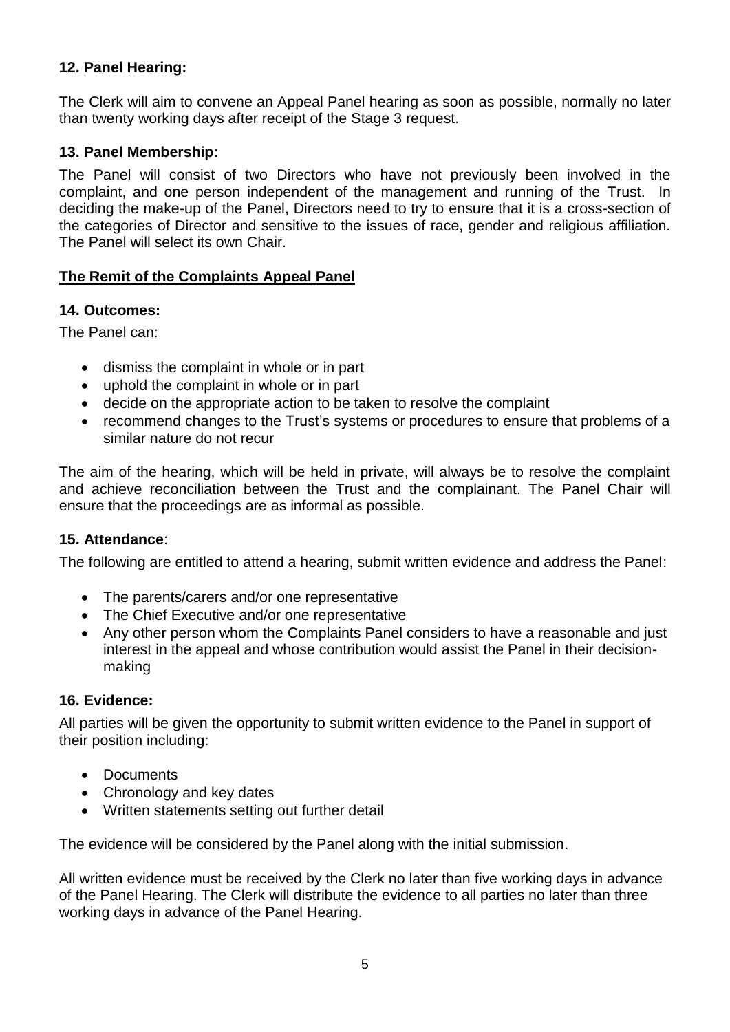**12. Panel Hearing:**

The Clerk will aim to convene an Appeal Panel hearing as soon as possible, normally no later than twenty working days after receipt of the Stage 3 request.

**13. Panel Membership:**

The Panel will consist of two Directors who have not previously been involved in the complaint, and one person independent of the management and running of the Trust. In deciding the make-up of the Panel, Directors need to try to ensure that it is a cross-section of the categories of Director and sensitive to the issues of race, gender and religious affiliation. The Panel will select its own Chair.

**The Remit of the Complaints Appeal Panel**

**14. Outcomes:**

The Panel can:

- dismiss the complaint in whole or in part
- uphold the complaint in whole or in part
- decide on the appropriate action to be taken to resolve the complaint
- recommend changes to the Trust's systems or procedures to ensure that problems of a similar nature do not recur

The aim of the hearing, which will be held in private, will always be to resolve the complaint and achieve reconciliation between the Trust and the complainant. The Panel Chair will ensure that the proceedings are as informal as possible.

**15. Attendance**:

The following are entitled to attend a hearing, submit written evidence and address the Panel:

- The parents/carers and/or one representative
- The Chief Executive and/or one representative
- Any other person whom the Complaints Panel considers to have a reasonable and just interest in the appeal and whose contribution would assist the Panel in their decision-making

**16. Evidence:**

All parties will be given the opportunity to submit written evidence to the Panel in support of their position including:

- Documents
- Chronology and key dates
- Written statements setting out further detail

The evidence will be considered by the Panel along with the initial submission.

All written evidence must be received by the Clerk no later than five working days in advance of the Panel Hearing. The Clerk will distribute the evidence to all parties no later than three working days in advance of the Panel Hearing.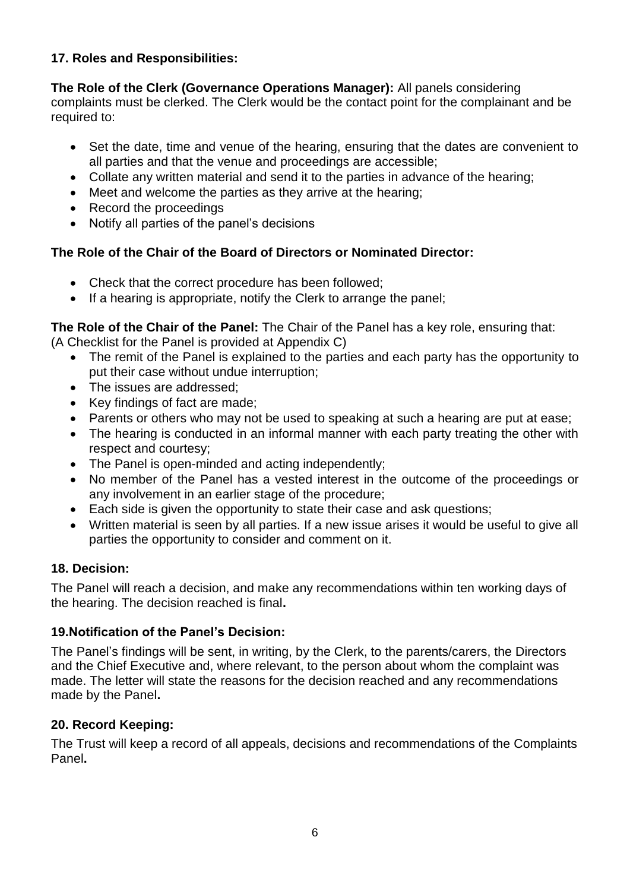## 17. Roles and Responsibilities:

**The Role of the Clerk (Governance Operations Manager):** All panels considering complaints must be clerked. The Clerk would be the contact point for the complainant and be required to:

- Set the date, time and venue of the hearing, ensuring that the dates are convenient to all parties and that the venue and proceedings are accessible;
- Collate any written material and send it to the parties in advance of the hearing;
- Meet and welcome the parties as they arrive at the hearing;
- Record the proceedings
- Notify all parties of the panel's decisions

**The Role of the Chair of the Board of Directors or Nominated Director:**

- Check that the correct procedure has been followed;
- If a hearing is appropriate, notify the Clerk to arrange the panel;

**The Role of the Chair of the Panel:** The Chair of the Panel has a key role, ensuring that: (A Checklist for the Panel is provided at Appendix C)

- The remit of the Panel is explained to the parties and each party has the opportunity to put their case without undue interruption;
- The issues are addressed;
- Key findings of fact are made;
- Parents or others who may not be used to speaking at such a hearing are put at ease;
- The hearing is conducted in an informal manner with each party treating the other with respect and courtesy;
- The Panel is open-minded and acting independently;
- No member of the Panel has a vested interest in the outcome of the proceedings or any involvement in an earlier stage of the procedure;
- Each side is given the opportunity to state their case and ask questions;
- Written material is seen by all parties. If a new issue arises it would be useful to give all parties the opportunity to consider and comment on it.

## 18. Decision:

The Panel will reach a decision, and make any recommendations within ten working days of the hearing. The decision reached is final**.**

## 19.Notification of the Panel's Decision:

The Panel's findings will be sent, in writing, by the Clerk, to the parents/carers, the Directors and the Chief Executive and, where relevant, to the person about whom the complaint was made. The letter will state the reasons for the decision reached and any recommendations made by the Panel**.**

## 20. Record Keeping:

The Trust will keep a record of all appeals, decisions and recommendations of the Complaints Panel**.**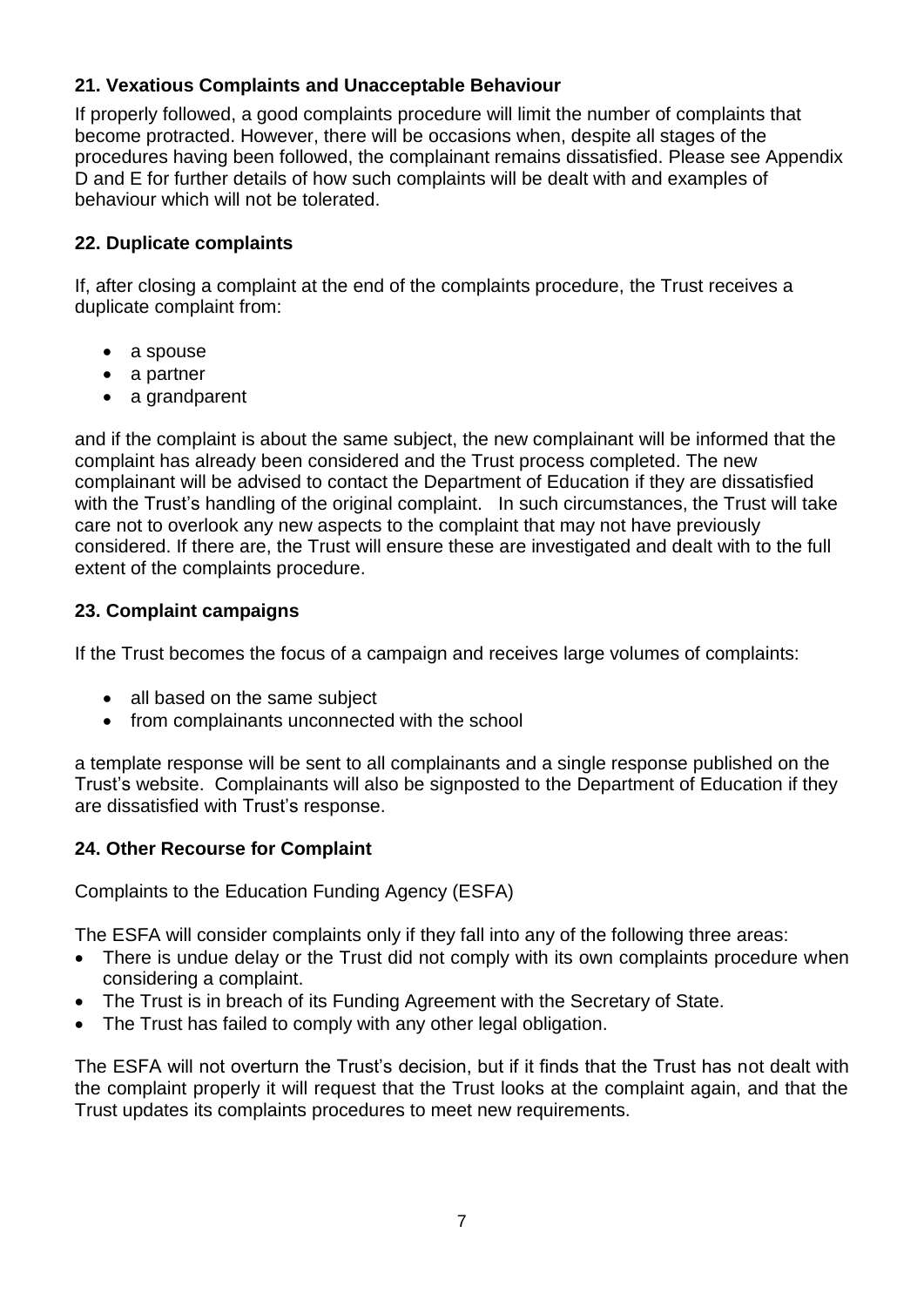### 21. Vexatious Complaints and Unacceptable Behaviour

If properly followed, a good complaints procedure will limit the number of complaints that become protracted. However, there will be occasions when, despite all stages of the procedures having been followed, the complainant remains dissatisfied. Please see Appendix D and E for further details of how such complaints will be dealt with and examples of behaviour which will not be tolerated.

### 22. Duplicate complaints

If, after closing a complaint at the end of the complaints procedure, the Trust receives a duplicate complaint from:

- a spouse
- a partner
- a grandparent

and if the complaint is about the same subject, the new complainant will be informed that the complaint has already been considered and the Trust process completed. The new complainant will be advised to contact the Department of Education if they are dissatisfied with the Trust's handling of the original complaint. In such circumstances, the Trust will take care not to overlook any new aspects to the complaint that may not have previously considered. If there are, the Trust will ensure these are investigated and dealt with to the full extent of the complaints procedure.

### 23. Complaint campaigns

If the Trust becomes the focus of a campaign and receives large volumes of complaints:

- all based on the same subject
- from complainants unconnected with the school

a template response will be sent to all complainants and a single response published on the Trust's website. Complainants will also be signposted to the Department of Education if they are dissatisfied with Trust's response.

### 24. Other Recourse for Complaint

Complaints to the Education Funding Agency (ESFA)

The ESFA will consider complaints only if they fall into any of the following three areas:

- There is undue delay or the Trust did not comply with its own complaints procedure when considering a complaint.
- The Trust is in breach of its Funding Agreement with the Secretary of State.
- The Trust has failed to comply with any other legal obligation.

The ESFA will not overturn the Trust's decision, but if it finds that the Trust has not dealt with the complaint properly it will request that the Trust looks at the complaint again, and that the Trust updates its complaints procedures to meet new requirements.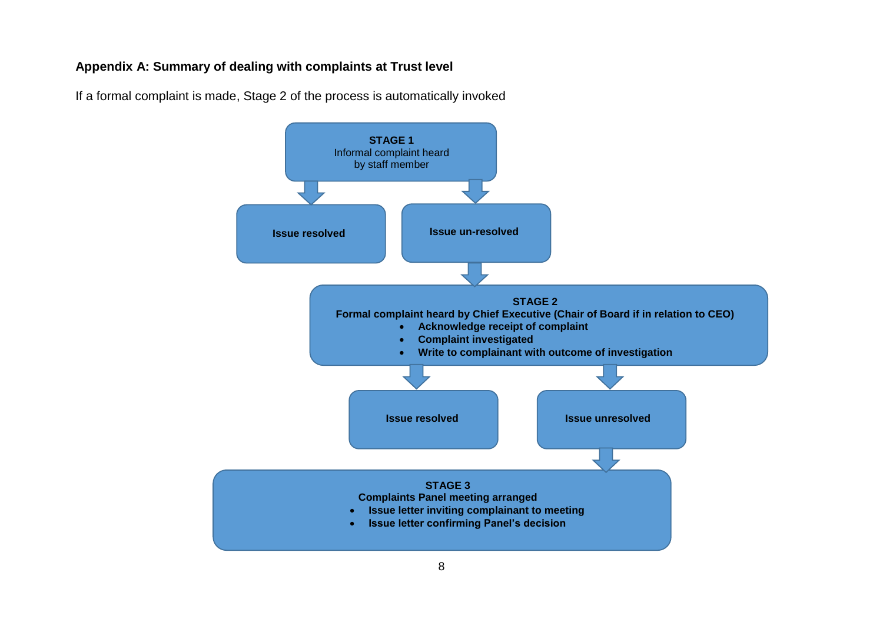### Appendix A: Summary of dealing with complaints at Trust level

If a formal complaint is made, Stage 2 of the process is automatically invoked

**STAGE 1**
Informal complaint heard by staff member

- **Issue resolved**
- **Issue un-resolved**

**STAGE 2**
**Formal complaint heard by Chief Executive (Chair of Board if in relation to CEO)**

- **Acknowledge receipt of complaint**
- **Complaint investigated**
- **Write to complainant with outcome of investigation**

Outcomes:

- **Issue resolved**
- **Issue unresolved**

**STAGE 3**
**Complaints Panel meeting arranged**

- **Issue letter inviting complainant to meeting**
- **Issue letter confirming Panel's decision**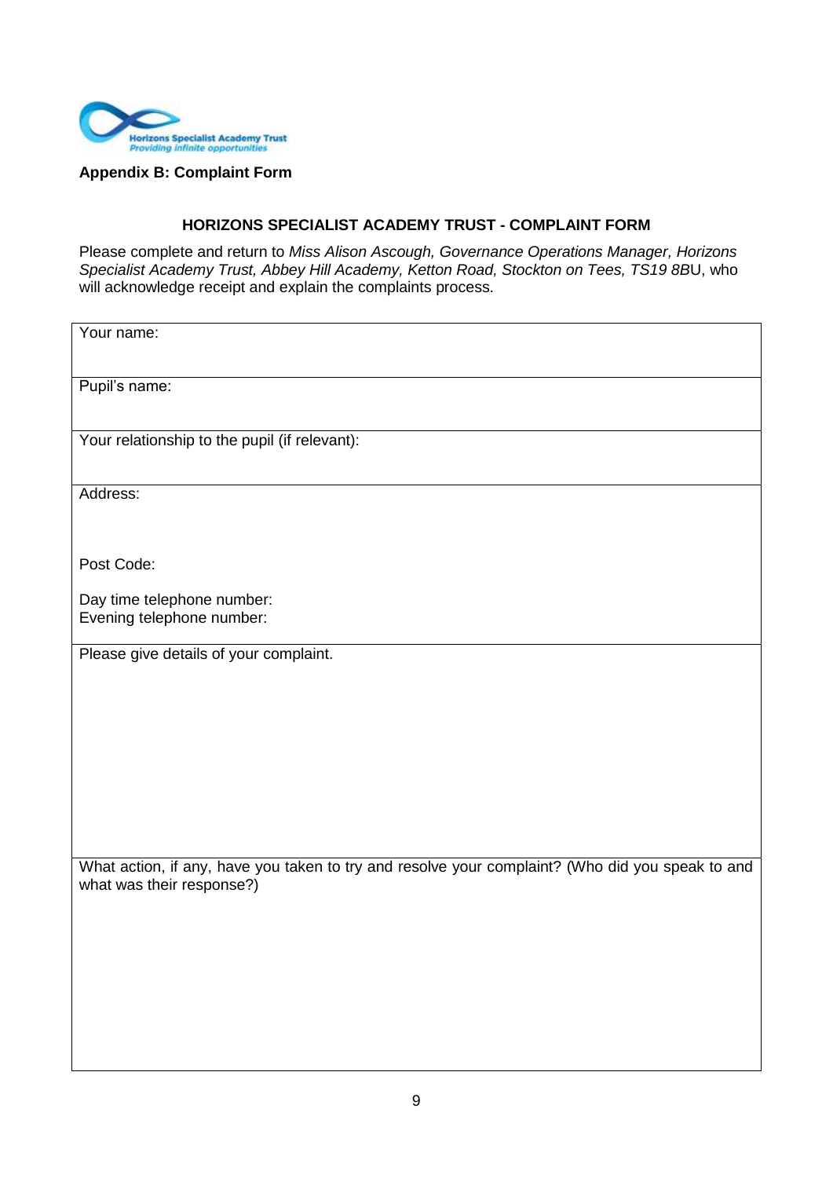**Appendix B: Complaint Form**

**HORIZONS SPECIALIST ACADEMY TRUST - COMPLAINT FORM**

Please complete and return to *Miss Alison Ascough, Governance Operations Manager, Horizons Specialist Academy Trust, Abbey Hill Academy, Ketton Road, Stockton on Tees, TS19 8B*U, who will acknowledge receipt and explain the complaints process.

| Your name: |
|---|
| Pupil's name: |
| Your relationship to the pupil (if relevant): |
| Address:<br><br>Post Code:<br><br>Day time telephone number:<br>Evening telephone number: |
| Please give details of your complaint. |
| What action, if any, have you taken to try and resolve your complaint? (Who did you speak to and what was their response?) |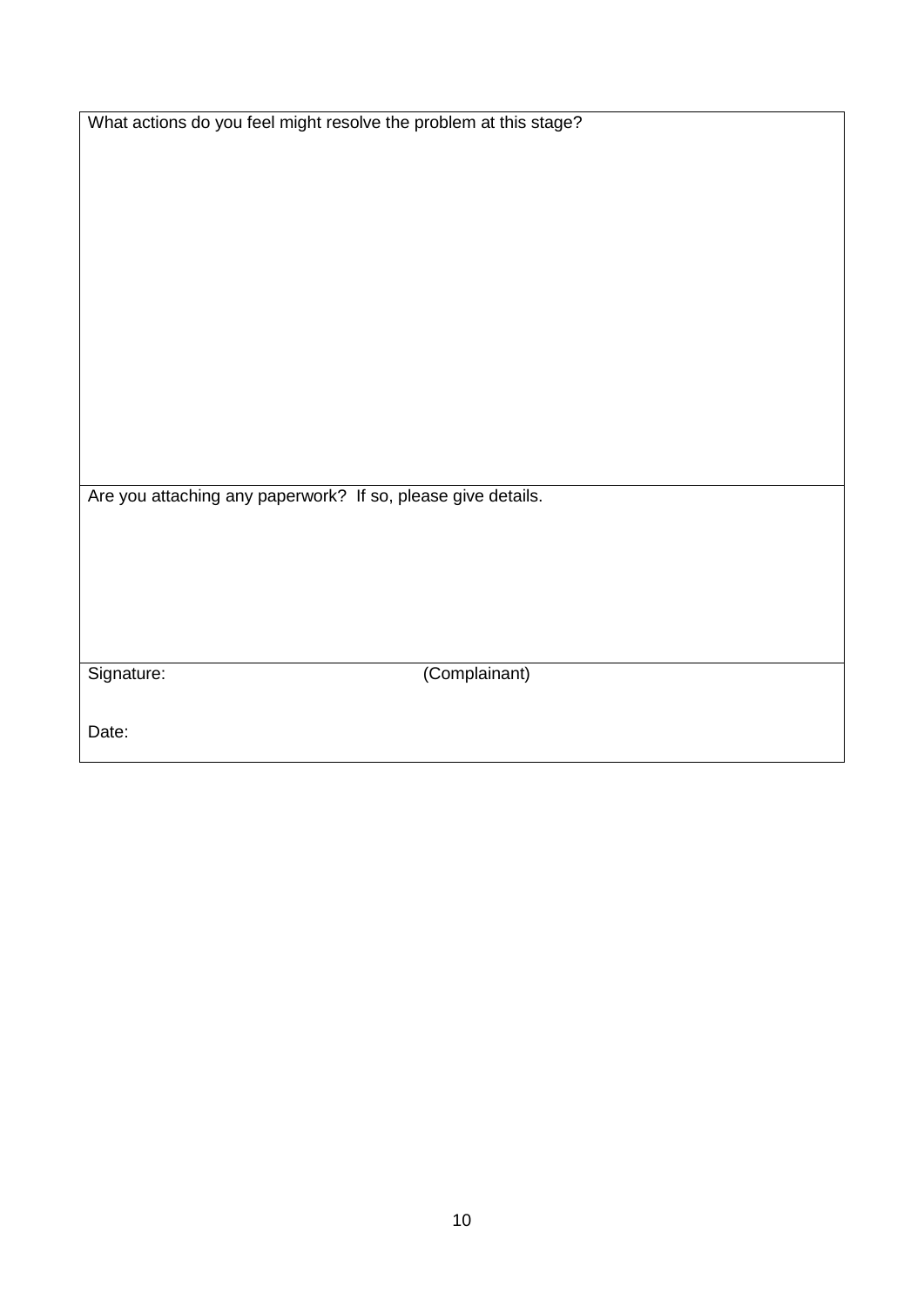| What actions do you feel might resolve the problem at this stage? |
| --- |
| |
| Are you attaching any paperwork? If so, please give details. |
| |
| Signature: (Complainant) <br><br> Date: |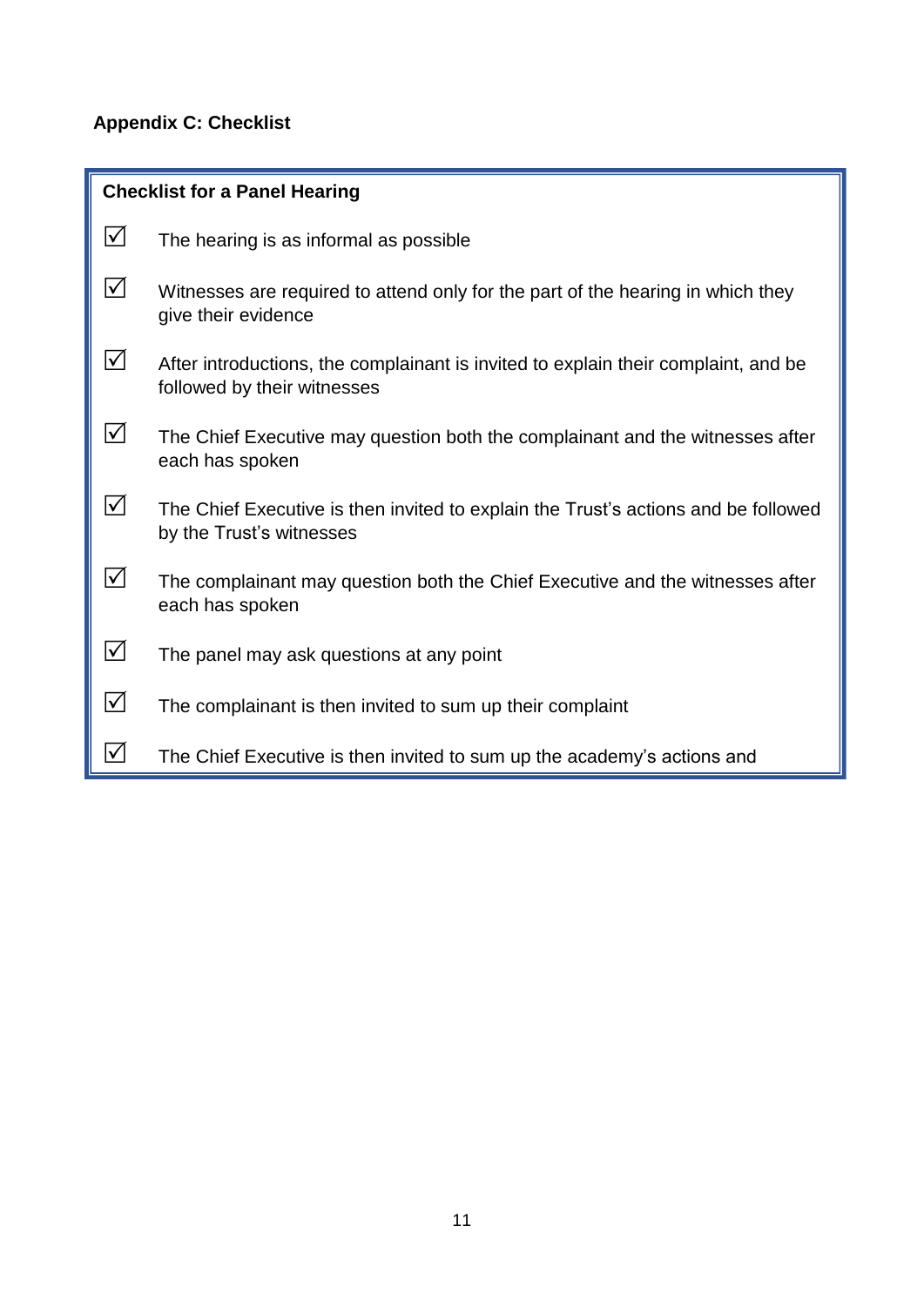**Appendix C: Checklist**

**Checklist for a Panel Hearing**

- ☑ The hearing is as informal as possible
- ☑ Witnesses are required to attend only for the part of the hearing in which they give their evidence
- ☑ After introductions, the complainant is invited to explain their complaint, and be followed by their witnesses
- ☑ The Chief Executive may question both the complainant and the witnesses after each has spoken
- ☑ The Chief Executive is then invited to explain the Trust's actions and be followed by the Trust's witnesses
- ☑ The complainant may question both the Chief Executive and the witnesses after each has spoken
- ☑ The panel may ask questions at any point
- ☑ The complainant is then invited to sum up their complaint
- ☑ The Chief Executive is then invited to sum up the academy's actions and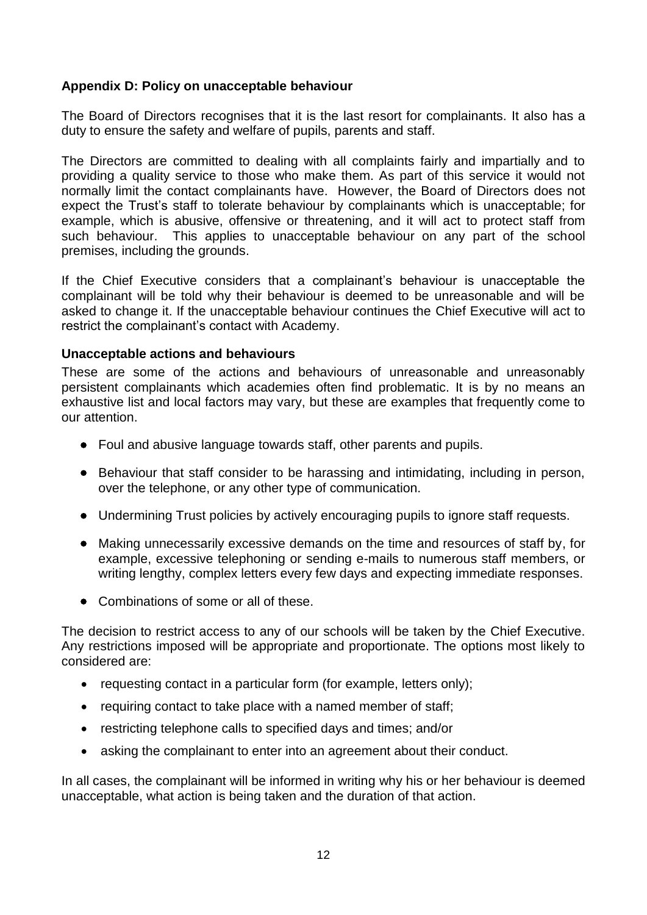**Appendix D: Policy on unacceptable behaviour**

The Board of Directors recognises that it is the last resort for complainants. It also has a duty to ensure the safety and welfare of pupils, parents and staff.

The Directors are committed to dealing with all complaints fairly and impartially and to providing a quality service to those who make them. As part of this service it would not normally limit the contact complainants have. However, the Board of Directors does not expect the Trust's staff to tolerate behaviour by complainants which is unacceptable; for example, which is abusive, offensive or threatening, and it will act to protect staff from such behaviour. This applies to unacceptable behaviour on any part of the school premises, including the grounds.

If the Chief Executive considers that a complainant's behaviour is unacceptable the complainant will be told why their behaviour is deemed to be unreasonable and will be asked to change it. If the unacceptable behaviour continues the Chief Executive will act to restrict the complainant's contact with Academy.

**Unacceptable actions and behaviours**

These are some of the actions and behaviours of unreasonable and unreasonably persistent complainants which academies often find problematic. It is by no means an exhaustive list and local factors may vary, but these are examples that frequently come to our attention.

- Foul and abusive language towards staff, other parents and pupils.
- Behaviour that staff consider to be harassing and intimidating, including in person, over the telephone, or any other type of communication.
- Undermining Trust policies by actively encouraging pupils to ignore staff requests.
- Making unnecessarily excessive demands on the time and resources of staff by, for example, excessive telephoning or sending e-mails to numerous staff members, or writing lengthy, complex letters every few days and expecting immediate responses.
- Combinations of some or all of these.

The decision to restrict access to any of our schools will be taken by the Chief Executive. Any restrictions imposed will be appropriate and proportionate. The options most likely to considered are:

- requesting contact in a particular form (for example, letters only);
- requiring contact to take place with a named member of staff;
- restricting telephone calls to specified days and times; and/or
- asking the complainant to enter into an agreement about their conduct.

In all cases, the complainant will be informed in writing why his or her behaviour is deemed unacceptable, what action is being taken and the duration of that action.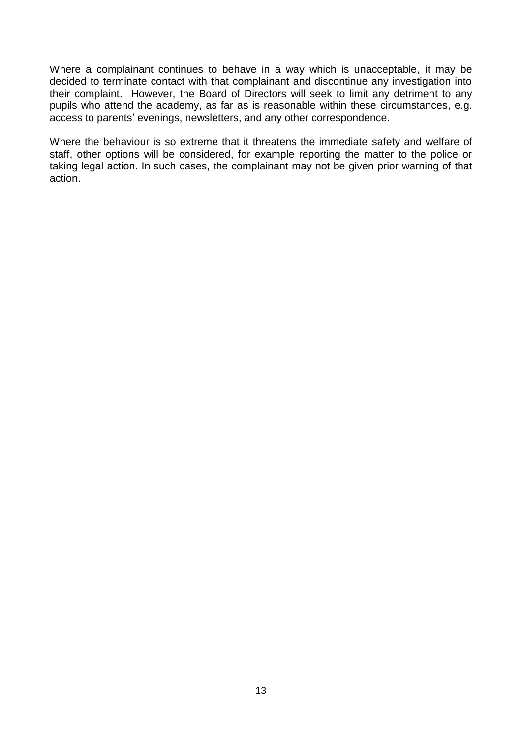Where a complainant continues to behave in a way which is unacceptable, it may be decided to terminate contact with that complainant and discontinue any investigation into their complaint. However, the Board of Directors will seek to limit any detriment to any pupils who attend the academy, as far as is reasonable within these circumstances, e.g. access to parents' evenings, newsletters, and any other correspondence.

Where the behaviour is so extreme that it threatens the immediate safety and welfare of staff, other options will be considered, for example reporting the matter to the police or taking legal action. In such cases, the complainant may not be given prior warning of that action.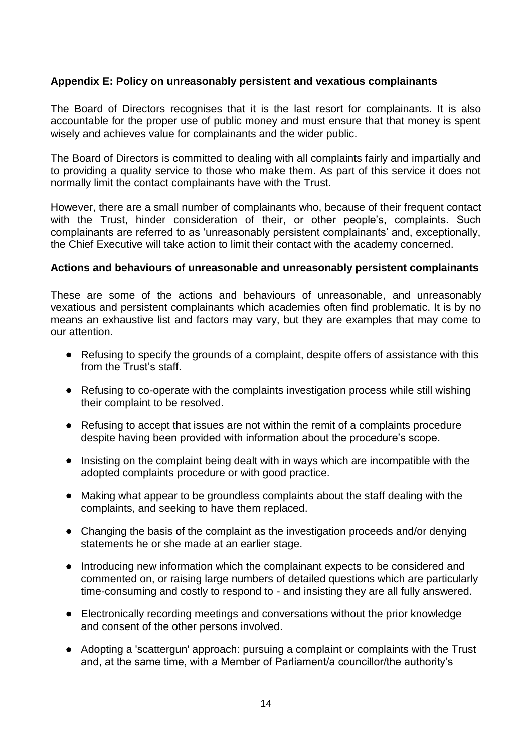**Appendix E: Policy on unreasonably persistent and vexatious complainants**

The Board of Directors recognises that it is the last resort for complainants. It is also accountable for the proper use of public money and must ensure that that money is spent wisely and achieves value for complainants and the wider public.

The Board of Directors is committed to dealing with all complaints fairly and impartially and to providing a quality service to those who make them. As part of this service it does not normally limit the contact complainants have with the Trust.

However, there are a small number of complainants who, because of their frequent contact with the Trust, hinder consideration of their, or other people's, complaints. Such complainants are referred to as 'unreasonably persistent complainants' and, exceptionally, the Chief Executive will take action to limit their contact with the academy concerned.

**Actions and behaviours of unreasonable and unreasonably persistent complainants**

These are some of the actions and behaviours of unreasonable, and unreasonably vexatious and persistent complainants which academies often find problematic. It is by no means an exhaustive list and factors may vary, but they are examples that may come to our attention.

- Refusing to specify the grounds of a complaint, despite offers of assistance with this from the Trust's staff.
- Refusing to co-operate with the complaints investigation process while still wishing their complaint to be resolved.
- Refusing to accept that issues are not within the remit of a complaints procedure despite having been provided with information about the procedure's scope.
- Insisting on the complaint being dealt with in ways which are incompatible with the adopted complaints procedure or with good practice.
- Making what appear to be groundless complaints about the staff dealing with the complaints, and seeking to have them replaced.
- Changing the basis of the complaint as the investigation proceeds and/or denying statements he or she made at an earlier stage.
- Introducing new information which the complainant expects to be considered and commented on, or raising large numbers of detailed questions which are particularly time-consuming and costly to respond to - and insisting they are all fully answered.
- Electronically recording meetings and conversations without the prior knowledge and consent of the other persons involved.
- Adopting a 'scattergun' approach: pursuing a complaint or complaints with the Trust and, at the same time, with a Member of Parliament/a councillor/the authority's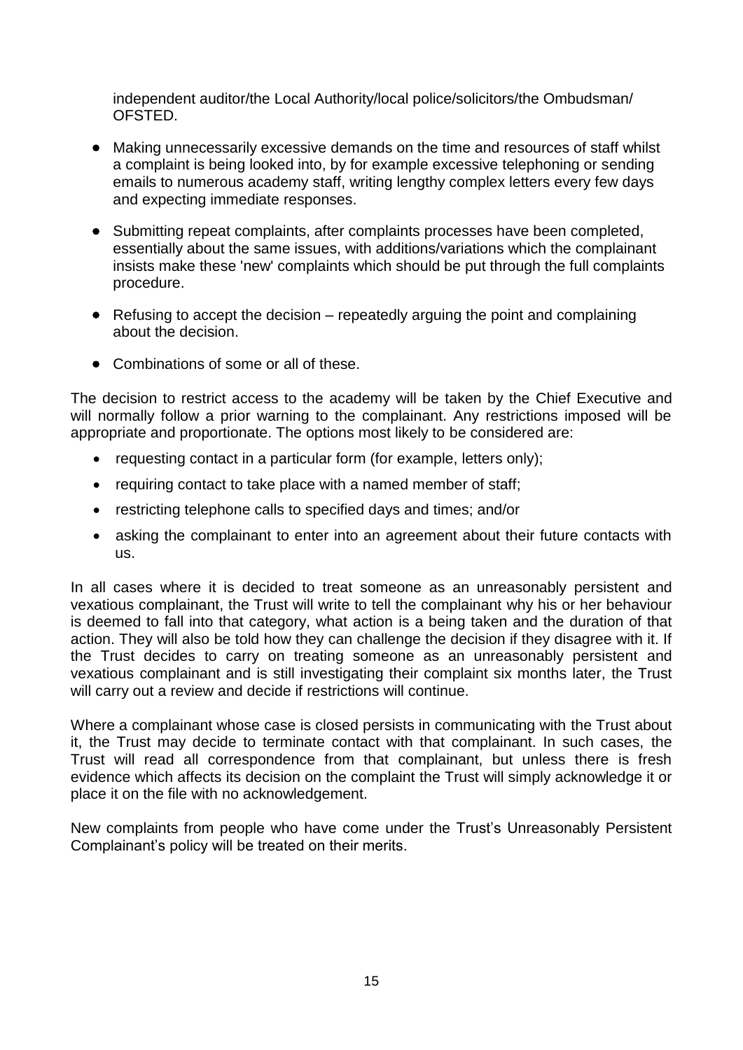independent auditor/the Local Authority/local police/solicitors/the Ombudsman/ OFSTED.

- Making unnecessarily excessive demands on the time and resources of staff whilst a complaint is being looked into, by for example excessive telephoning or sending emails to numerous academy staff, writing lengthy complex letters every few days and expecting immediate responses.
- Submitting repeat complaints, after complaints processes have been completed, essentially about the same issues, with additions/variations which the complainant insists make these 'new' complaints which should be put through the full complaints procedure.
- Refusing to accept the decision – repeatedly arguing the point and complaining about the decision.
- Combinations of some or all of these.

The decision to restrict access to the academy will be taken by the Chief Executive and will normally follow a prior warning to the complainant. Any restrictions imposed will be appropriate and proportionate. The options most likely to be considered are:

- requesting contact in a particular form (for example, letters only);
- requiring contact to take place with a named member of staff;
- restricting telephone calls to specified days and times; and/or
- asking the complainant to enter into an agreement about their future contacts with us.

In all cases where it is decided to treat someone as an unreasonably persistent and vexatious complainant, the Trust will write to tell the complainant why his or her behaviour is deemed to fall into that category, what action is a being taken and the duration of that action. They will also be told how they can challenge the decision if they disagree with it. If the Trust decides to carry on treating someone as an unreasonably persistent and vexatious complainant and is still investigating their complaint six months later, the Trust will carry out a review and decide if restrictions will continue.

Where a complainant whose case is closed persists in communicating with the Trust about it, the Trust may decide to terminate contact with that complainant. In such cases, the Trust will read all correspondence from that complainant, but unless there is fresh evidence which affects its decision on the complaint the Trust will simply acknowledge it or place it on the file with no acknowledgement.

New complaints from people who have come under the Trust's Unreasonably Persistent Complainant's policy will be treated on their merits.